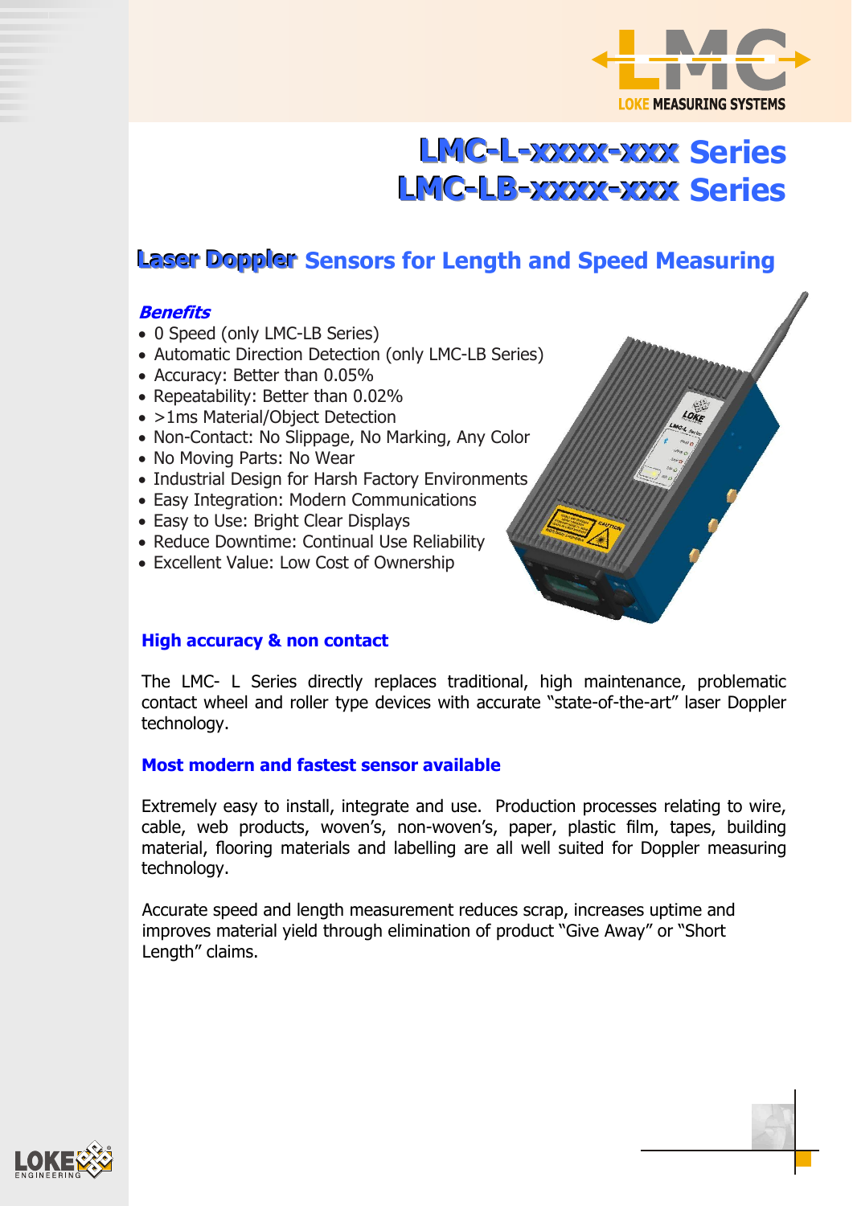# LMC-L-xxxx-xxx Series
# LMC-LB-xxxx-xxx Series

## Laser Doppler Sensors for Length and Speed Measuring

### *Benefits*

- 0 Speed (only LMC-LB Series)
- Automatic Direction Detection (only LMC-LB Series)
- Accuracy: Better than 0.05%
- Repeatability: Better than 0.02%
- >1ms Material/Object Detection
- Non-Contact: No Slippage, No Marking, Any Color
- No Moving Parts: No Wear
- Industrial Design for Harsh Factory Environments
- Easy Integration: Modern Communications
- Easy to Use: Bright Clear Displays
- Reduce Downtime: Continual Use Reliability
- Excellent Value: Low Cost of Ownership

### High accuracy & non contact

The LMC- L Series directly replaces traditional, high maintenance, problematic contact wheel and roller type devices with accurate "state-of-the-art" laser Doppler technology.

### Most modern and fastest sensor available

Extremely easy to install, integrate and use. Production processes relating to wire, cable, web products, woven's, non-woven's, paper, plastic film, tapes, building material, flooring materials and labelling are all well suited for Doppler measuring technology.

Accurate speed and length measurement reduces scrap, increases uptime and improves material yield through elimination of product "Give Away" or "Short Length" claims.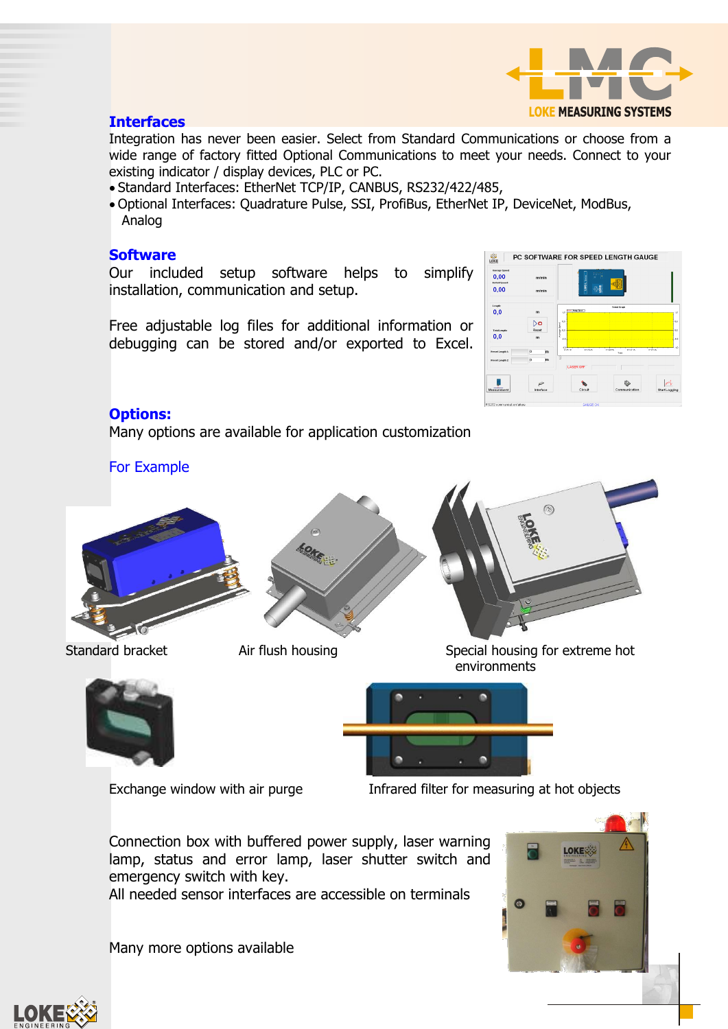## Interfaces

Integration has never been easier. Select from Standard Communications or choose from a wide range of factory fitted Optional Communications to meet your needs. Connect to your existing indicator / display devices, PLC or PC.

- Standard Interfaces: EtherNet TCP/IP, CANBUS, RS232/422/485,
- Optional Interfaces: Quadrature Pulse, SSI, ProfiBus, EtherNet IP, DeviceNet, ModBus, Analog

## Software

Our included setup software helps to simplify installation, communication and setup.

Free adjustable log files for additional information or debugging can be stored and/or exported to Excel.

## Options:

Many options are available for application customization

For Example

Standard bracket

Air flush housing

Special housing for extreme hot environments

Exchange window with air purge

Infrared filter for measuring at hot objects

Connection box with buffered power supply, laser warning lamp, status and error lamp, laser shutter switch and emergency switch with key.
All needed sensor interfaces are accessible on terminals

Many more options available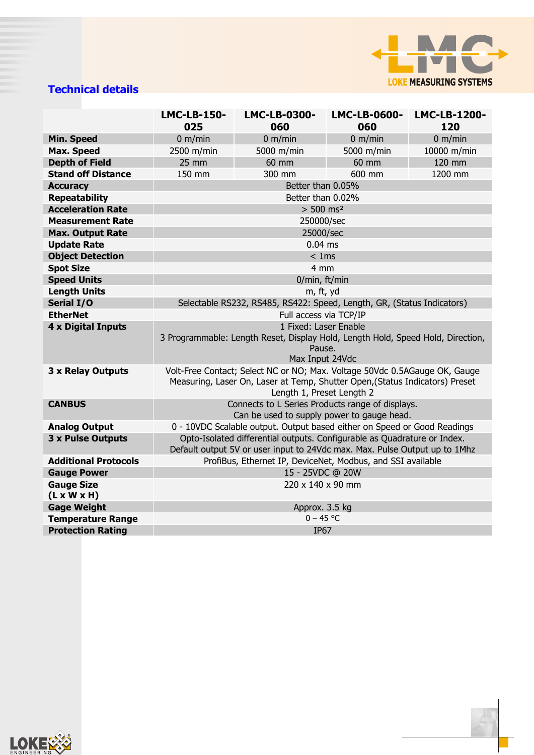## Technical details

| | LMC-LB-150-025 | LMC-LB-0300-060 | LMC-LB-0600-060 | LMC-LB-1200-120 |
|---|---|---|---|---|
| **Min. Speed** | 0 m/min | 0 m/min | 0 m/min | 0 m/min |
| **Max. Speed** | 2500 m/min | 5000 m/min | 5000 m/min | 10000 m/min |
| **Depth of Field** | 25 mm | 60 mm | 60 mm | 120 mm |
| **Stand off Distance** | 150 mm | 300 mm | 600 mm | 1200 mm |
| **Accuracy** | Better than 0.05% | | | |
| **Repeatability** | Better than 0.02% | | | |
| **Acceleration Rate** | > 500 ms² | | | |
| **Measurement Rate** | 250000/sec | | | |
| **Max. Output Rate** | 25000/sec | | | |
| **Update Rate** | 0.04 ms | | | |
| **Object Detection** | < 1ms | | | |
| **Spot Size** | 4 mm | | | |
| **Speed Units** | 0/min, ft/min | | | |
| **Length Units** | m, ft, yd | | | |
| **Serial I/O** | Selectable RS232, RS485, RS422: Speed, Length, GR, (Status Indicators) | | | |
| **EtherNet** | Full access via TCP/IP | | | |
| **4 x Digital Inputs** | 1 Fixed: Laser Enable<br>3 Programmable: Length Reset, Display Hold, Length Hold, Speed Hold, Direction, Pause.<br>Max Input 24Vdc | | | |
| **3 x Relay Outputs** | Volt-Free Contact; Select NC or NO; Max. Voltage 50Vdc 0.5AGauge OK, Gauge Measuring, Laser On, Laser at Temp, Shutter Open,(Status Indicators) Preset Length 1, Preset Length 2 | | | |
| **CANBUS** | Connects to L Series Products range of displays.<br>Can be used to supply power to gauge head. | | | |
| **Analog Output** | 0 - 10VDC Scalable output. Output based either on Speed or Good Readings | | | |
| **3 x Pulse Outputs** | Opto-Isolated differential outputs. Configurable as Quadrature or Index.<br>Default output 5V or user input to 24Vdc max. Max. Pulse Output up to 1Mhz | | | |
| **Additional Protocols** | ProfiBus, Ethernet IP, DeviceNet, Modbus, and SSI available | | | |
| **Gauge Power** | 15 - 25VDC @ 20W | | | |
| **Gauge Size (L x W x H)** | 220 x 140 x 90 mm | | | |
| **Gage Weight** | Approx. 3.5 kg | | | |
| **Temperature Range** | 0 – 45 °C | | | |
| **Protection Rating** | IP67 | | | |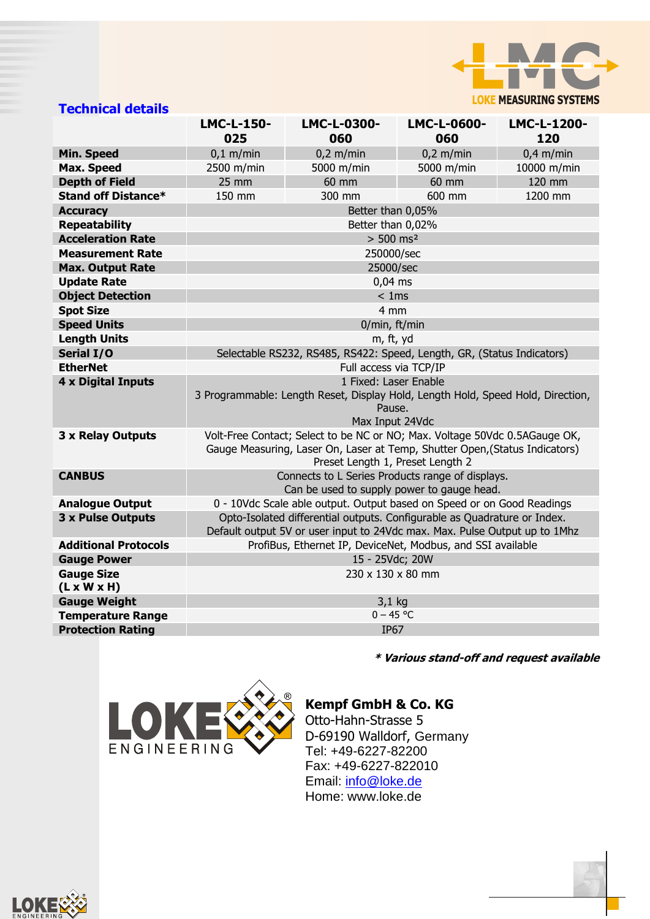LOKE MEASURING SYSTEMS

## Technical details

| | LMC-L-150-025 | LMC-L-0300-060 | LMC-L-0600-060 | LMC-L-1200-120 |
|---|---|---|---|---|
| **Min. Speed** | 0,1 m/min | 0,2 m/min | 0,2 m/min | 0,4 m/min |
| **Max. Speed** | 2500 m/min | 5000 m/min | 5000 m/min | 10000 m/min |
| **Depth of Field** | 25 mm | 60 mm | 60 mm | 120 mm |
| **Stand off Distance*** | 150 mm | 300 mm | 600 mm | 1200 mm |
| **Accuracy** | Better than 0,05% | | | |
| **Repeatability** | Better than 0,02% | | | |
| **Acceleration Rate** | > 500 ms² | | | |
| **Measurement Rate** | 250000/sec | | | |
| **Max. Output Rate** | 25000/sec | | | |
| **Update Rate** | 0,04 ms | | | |
| **Object Detection** | < 1ms | | | |
| **Spot Size** | 4 mm | | | |
| **Speed Units** | 0/min, ft/min | | | |
| **Length Units** | m, ft, yd | | | |
| **Serial I/O** | Selectable RS232, RS485, RS422: Speed, Length, GR, (Status Indicators) | | | |
| **EtherNet** | Full access via TCP/IP | | | |
| **4 x Digital Inputs** | 1 Fixed: Laser Enable<br>3 Programmable: Length Reset, Display Hold, Length Hold, Speed Hold, Direction, Pause.<br>Max Input 24Vdc | | | |
| **3 x Relay Outputs** | Volt-Free Contact; Select to be NC or NO; Max. Voltage 50Vdc 0.5AGauge OK, Gauge Measuring, Laser On, Laser at Temp, Shutter Open,(Status Indicators) Preset Length 1, Preset Length 2 | | | |
| **CANBUS** | Connects to L Series Products range of displays.<br>Can be used to supply power to gauge head. | | | |
| **Analogue Output** | 0 - 10Vdc Scale able output. Output based on Speed or on Good Readings | | | |
| **3 x Pulse Outputs** | Opto-Isolated differential outputs. Configurable as Quadrature or Index.<br>Default output 5V or user input to 24Vdc max. Max. Pulse Output up to 1Mhz | | | |
| **Additional Protocols** | ProfiBus, Ethernet IP, DeviceNet, Modbus, and SSI available | | | |
| **Gauge Power** | 15 - 25Vdc; 20W | | | |
| **Gauge Size (L x W x H)** | 230 x 130 x 80 mm | | | |
| **Gauge Weight** | 3,1 kg | | | |
| **Temperature Range** | 0 – 45 °C | | | |
| **Protection Rating** | IP67 | | | |

***\* Various stand-off and request available***

LOKE ENGINEERING

**Kempf GmbH & Co. KG**
Otto-Hahn-Strasse 5
D-69190 Walldorf, Germany
Tel: +49-6227-82200
Fax: +49-6227-822010
Email: info@loke.de
Home: www.loke.de